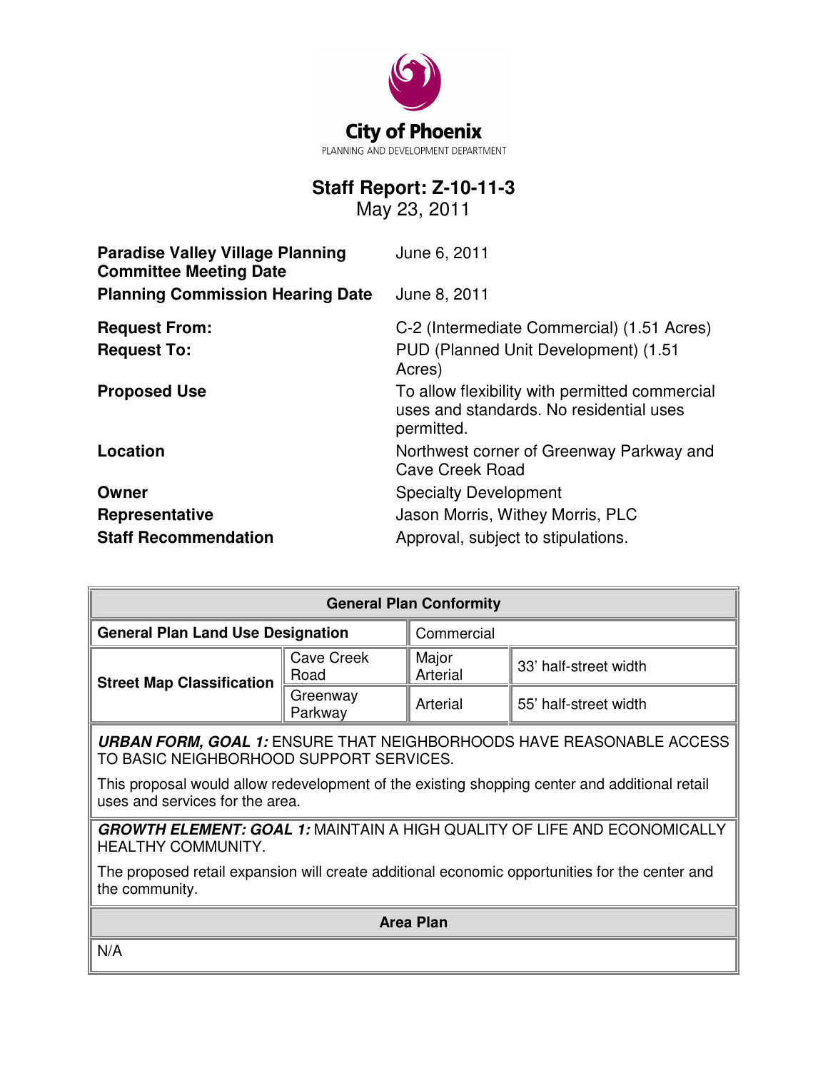City of Phoenix
PLANNING AND DEVELOPMENT DEPARTMENT

# Staff Report: Z-10-11-3

May 23, 2011

| | |
|---|---|
| **Paradise Valley Village Planning Committee Meeting Date** | June 6, 2011 |
| **Planning Commission Hearing Date** | June 8, 2011 |
| **Request From:** | C-2 (Intermediate Commercial) (1.51 Acres) |
| **Request To:** | PUD (Planned Unit Development) (1.51 Acres) |
| **Proposed Use** | To allow flexibility with permitted commercial uses and standards. No residential uses permitted. |
| **Location** | Northwest corner of Greenway Parkway and Cave Creek Road |
| **Owner** | Specialty Development |
| **Representative** | Jason Morris, Withey Morris, PLC |
| **Staff Recommendation** | Approval, subject to stipulations. |

| **General Plan Conformity** | | | |
|---|---|---|---|
| **General Plan Land Use Designation** | | Commercial | |
| **Street Map Classification** | Cave Creek Road | Major Arterial | 33' half-street width |
| | Greenway Parkway | Arterial | 55' half-street width |

***URBAN FORM, GOAL 1:*** ENSURE THAT NEIGHBORHOODS HAVE REASONABLE ACCESS TO BASIC NEIGHBORHOOD SUPPORT SERVICES.

This proposal would allow redevelopment of the existing shopping center and additional retail uses and services for the area.

***GROWTH ELEMENT: GOAL 1:*** MAINTAIN A HIGH QUALITY OF LIFE AND ECONOMICALLY HEALTHY COMMUNITY.

The proposed retail expansion will create additional economic opportunities for the center and the community.

| **Area Plan** |
|---|
| N/A |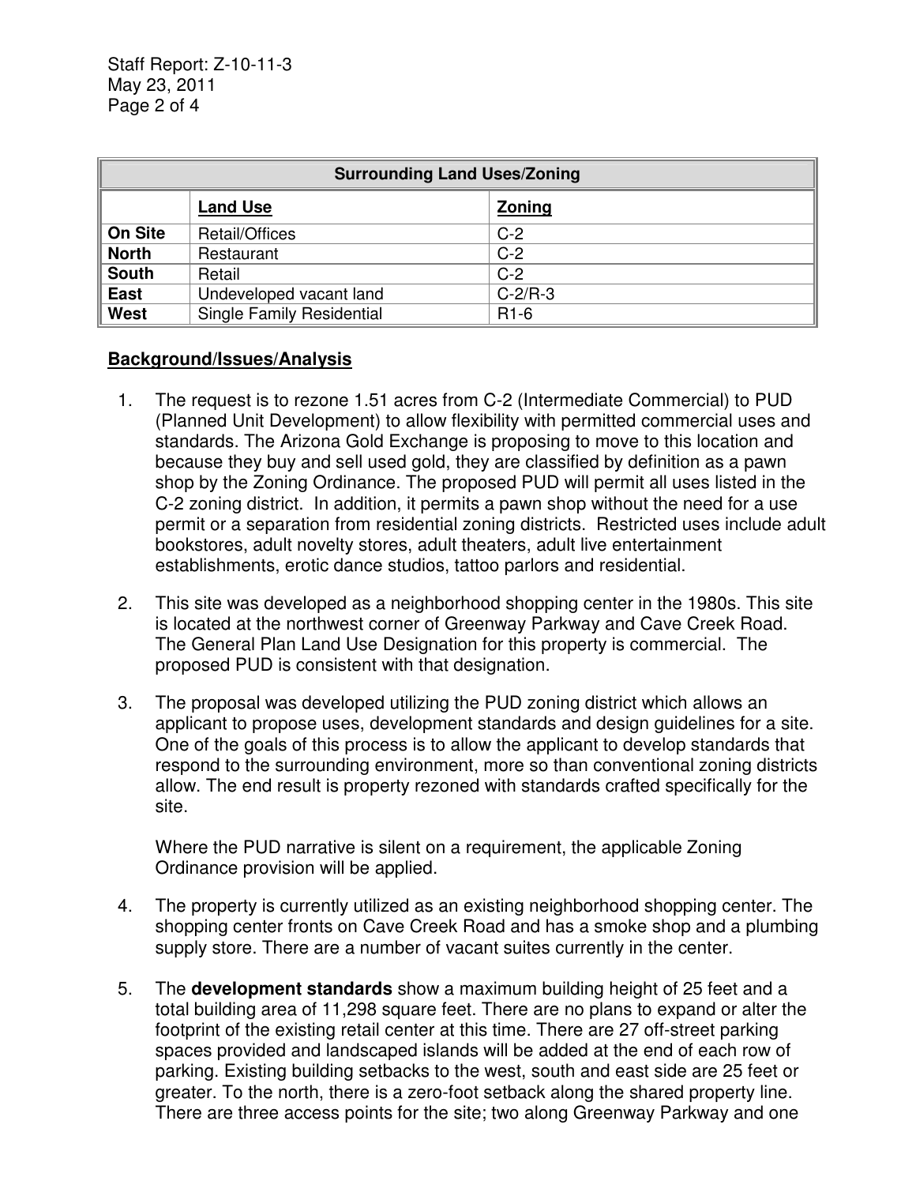| Surrounding Land Uses/Zoning | | |
|---|---|---|
| | **Land Use** | **Zoning** |
| **On Site** | Retail/Offices | C-2 |
| **North** | Restaurant | C-2 |
| **South** | Retail | C-2 |
| **East** | Undeveloped vacant land | C-2/R-3 |
| **West** | Single Family Residential | R1-6 |

## Background/Issues/Analysis

1. The request is to rezone 1.51 acres from C-2 (Intermediate Commercial) to PUD (Planned Unit Development) to allow flexibility with permitted commercial uses and standards. The Arizona Gold Exchange is proposing to move to this location and because they buy and sell used gold, they are classified by definition as a pawn shop by the Zoning Ordinance. The proposed PUD will permit all uses listed in the C-2 zoning district. In addition, it permits a pawn shop without the need for a use permit or a separation from residential zoning districts. Restricted uses include adult bookstores, adult novelty stores, adult theaters, adult live entertainment establishments, erotic dance studios, tattoo parlors and residential.

2. This site was developed as a neighborhood shopping center in the 1980s. This site is located at the northwest corner of Greenway Parkway and Cave Creek Road. The General Plan Land Use Designation for this property is commercial. The proposed PUD is consistent with that designation.

3. The proposal was developed utilizing the PUD zoning district which allows an applicant to propose uses, development standards and design guidelines for a site. One of the goals of this process is to allow the applicant to develop standards that respond to the surrounding environment, more so than conventional zoning districts allow. The end result is property rezoned with standards crafted specifically for the site.

   Where the PUD narrative is silent on a requirement, the applicable Zoning Ordinance provision will be applied.

4. The property is currently utilized as an existing neighborhood shopping center. The shopping center fronts on Cave Creek Road and has a smoke shop and a plumbing supply store. There are a number of vacant suites currently in the center.

5. The **development standards** show a maximum building height of 25 feet and a total building area of 11,298 square feet. There are no plans to expand or alter the footprint of the existing retail center at this time. There are 27 off-street parking spaces provided and landscaped islands will be added at the end of each row of parking. Existing building setbacks to the west, south and east side are 25 feet or greater. To the north, there is a zero-foot setback along the shared property line. There are three access points for the site; two along Greenway Parkway and one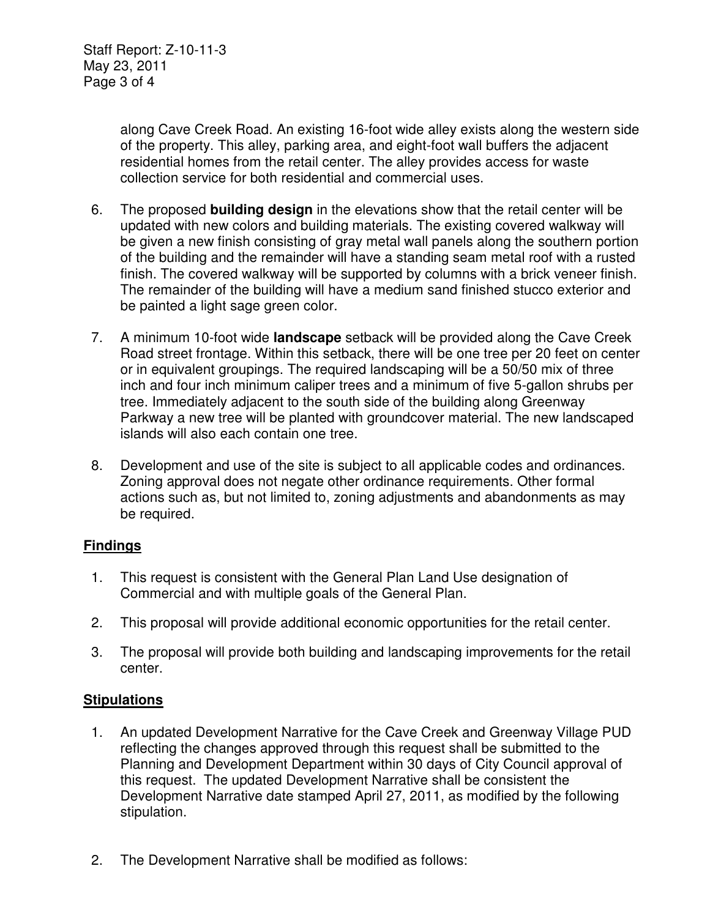along Cave Creek Road. An existing 16-foot wide alley exists along the western side of the property. This alley, parking area, and eight-foot wall buffers the adjacent residential homes from the retail center. The alley provides access for waste collection service for both residential and commercial uses.

6. The proposed **building design** in the elevations show that the retail center will be updated with new colors and building materials. The existing covered walkway will be given a new finish consisting of gray metal wall panels along the southern portion of the building and the remainder will have a standing seam metal roof with a rusted finish. The covered walkway will be supported by columns with a brick veneer finish. The remainder of the building will have a medium sand finished stucco exterior and be painted a light sage green color.

7. A minimum 10-foot wide **landscape** setback will be provided along the Cave Creek Road street frontage. Within this setback, there will be one tree per 20 feet on center or in equivalent groupings. The required landscaping will be a 50/50 mix of three inch and four inch minimum caliper trees and a minimum of five 5-gallon shrubs per tree. Immediately adjacent to the south side of the building along Greenway Parkway a new tree will be planted with groundcover material. The new landscaped islands will also each contain one tree.

8. Development and use of the site is subject to all applicable codes and ordinances. Zoning approval does not negate other ordinance requirements. Other formal actions such as, but not limited to, zoning adjustments and abandonments as may be required.

## Findings

1. This request is consistent with the General Plan Land Use designation of Commercial and with multiple goals of the General Plan.

2. This proposal will provide additional economic opportunities for the retail center.

3. The proposal will provide both building and landscaping improvements for the retail center.

## Stipulations

1. An updated Development Narrative for the Cave Creek and Greenway Village PUD reflecting the changes approved through this request shall be submitted to the Planning and Development Department within 30 days of City Council approval of this request. The updated Development Narrative shall be consistent the Development Narrative date stamped April 27, 2011, as modified by the following stipulation.

2. The Development Narrative shall be modified as follows: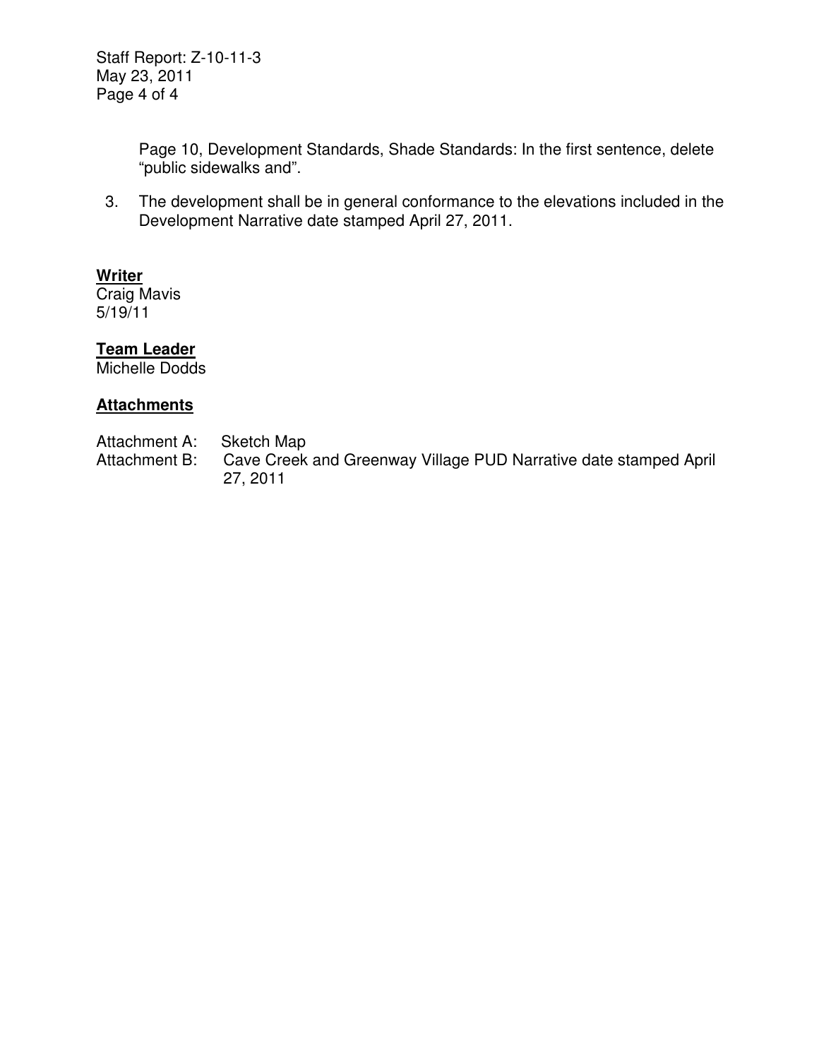Page 10, Development Standards, Shade Standards: In the first sentence, delete "public sidewalks and".

3. The development shall be in general conformance to the elevations included in the Development Narrative date stamped April 27, 2011.

**Writer**
Craig Mavis
5/19/11

**Team Leader**
Michelle Dodds

**Attachments**

Attachment A: Sketch Map
Attachment B: Cave Creek and Greenway Village PUD Narrative date stamped April 27, 2011